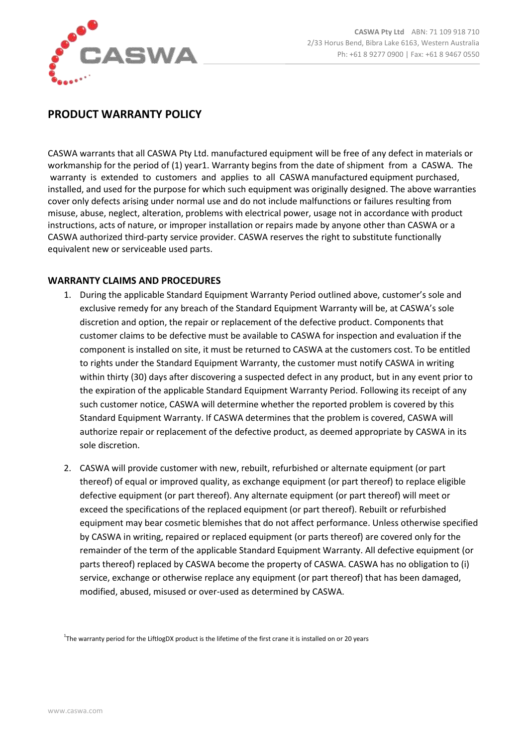CASWA Pty Ltd ABN: 71 109 918 710
2/33 Horus Bend, Bibra Lake 6163, Western Australia
Ph: +61 8 9277 0900 | Fax: +61 8 9467 0550

# PRODUCT WARRANTY POLICY

CASWA warrants that all CASWA Pty Ltd. manufactured equipment will be free of any defect in materials or workmanship for the period of (1) year[1]. Warranty begins from the date of shipment from a CASWA. The warranty is extended to customers and applies to all CASWA manufactured equipment purchased, installed, and used for the purpose for which such equipment was originally designed. The above warranties cover only defects arising under normal use and do not include malfunctions or failures resulting from misuse, abuse, neglect, alteration, problems with electrical power, usage not in accordance with product instructions, acts of nature, or improper installation or repairs made by anyone other than CASWA or a CASWA authorized third-party service provider. CASWA reserves the right to substitute functionally equivalent new or serviceable used parts.

## WARRANTY CLAIMS AND PROCEDURES

1. During the applicable Standard Equipment Warranty Period outlined above, customer's sole and exclusive remedy for any breach of the Standard Equipment Warranty will be, at CASWA's sole discretion and option, the repair or replacement of the defective product. Components that customer claims to be defective must be available to CASWA for inspection and evaluation if the component is installed on site, it must be returned to CASWA at the customers cost. To be entitled to rights under the Standard Equipment Warranty, the customer must notify CASWA in writing within thirty (30) days after discovering a suspected defect in any product, but in any event prior to the expiration of the applicable Standard Equipment Warranty Period. Following its receipt of any such customer notice, CASWA will determine whether the reported problem is covered by this Standard Equipment Warranty. If CASWA determines that the problem is covered, CASWA will authorize repair or replacement of the defective product, as deemed appropriate by CASWA in its sole discretion.

2. CASWA will provide customer with new, rebuilt, refurbished or alternate equipment (or part thereof) of equal or improved quality, as exchange equipment (or part thereof) to replace eligible defective equipment (or part thereof). Any alternate equipment (or part thereof) will meet or exceed the specifications of the replaced equipment (or part thereof). Rebuilt or refurbished equipment may bear cosmetic blemishes that do not affect performance. Unless otherwise specified by CASWA in writing, repaired or replaced equipment (or parts thereof) are covered only for the remainder of the term of the applicable Standard Equipment Warranty. All defective equipment (or parts thereof) replaced by CASWA become the property of CASWA. CASWA has no obligation to (i) service, exchange or otherwise replace any equipment (or part thereof) that has been damaged, modified, abused, misused or over-used as determined by CASWA.

[1] The warranty period for the LiftlogDX product is the lifetime of the first crane it is installed on or 20 years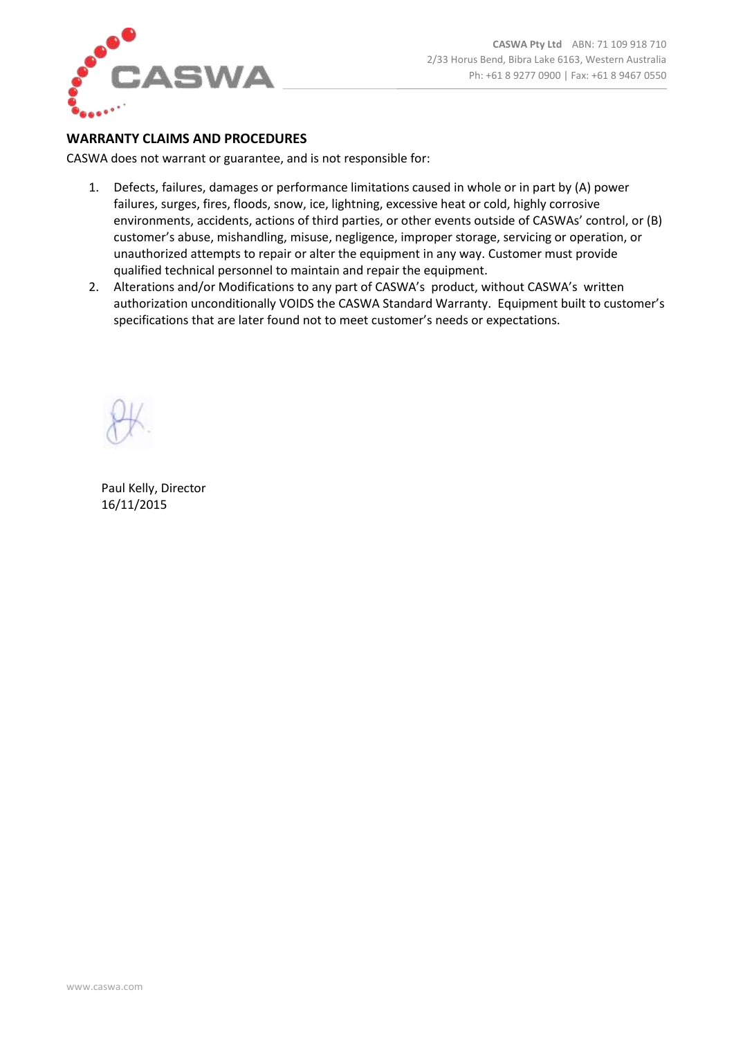## WARRANTY CLAIMS AND PROCEDURES

CASWA does not warrant or guarantee, and is not responsible for:

1. Defects, failures, damages or performance limitations caused in whole or in part by (A) power failures, surges, fires, floods, snow, ice, lightning, excessive heat or cold, highly corrosive environments, accidents, actions of third parties, or other events outside of CASWAs' control, or (B) customer's abuse, mishandling, misuse, negligence, improper storage, servicing or operation, or unauthorized attempts to repair or alter the equipment in any way. Customer must provide qualified technical personnel to maintain and repair the equipment.
2. Alterations and/or Modifications to any part of CASWA's product, without CASWA's written authorization unconditionally VOIDS the CASWA Standard Warranty. Equipment built to customer's specifications that are later found not to meet customer's needs or expectations.

Paul Kelly, Director
16/11/2015